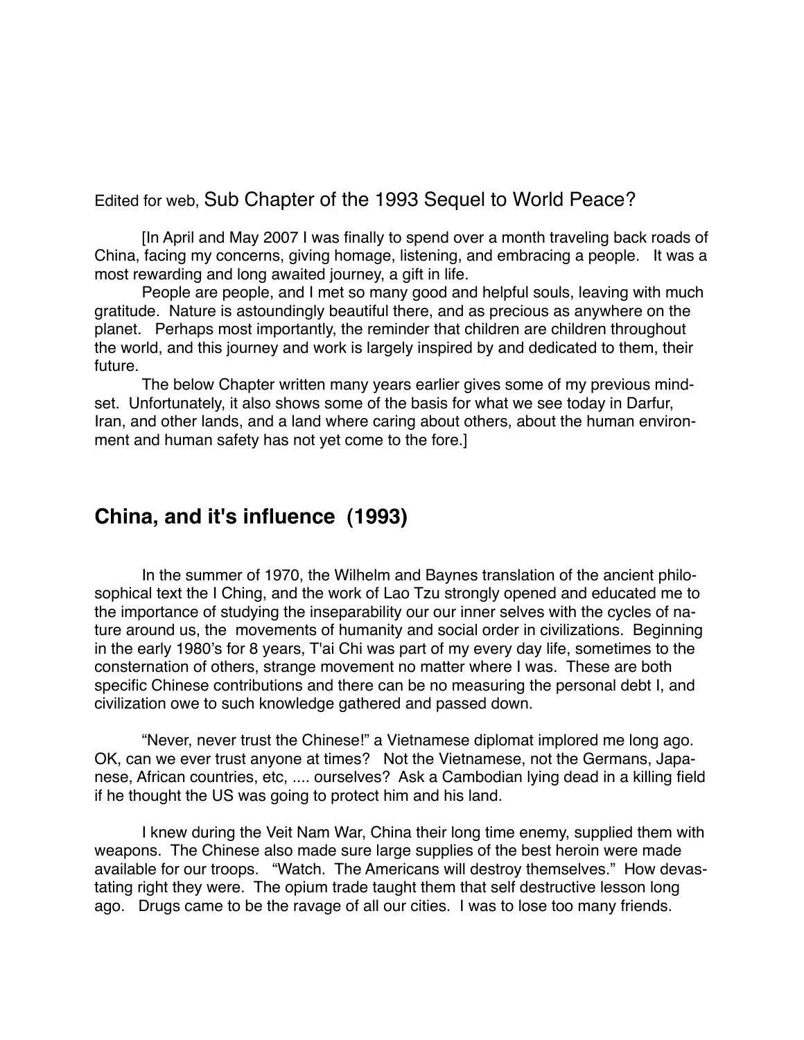Edited for web, Sub Chapter of the 1993 Sequel to World Peace?

[In April and May 2007 I was finally to spend over a month traveling back roads of China, facing my concerns, giving homage, listening, and embracing a people. It was a most rewarding and long awaited journey, a gift in life.

People are people, and I met so many good and helpful souls, leaving with much gratitude. Nature is astoundingly beautiful there, and as precious as anywhere on the planet. Perhaps most importantly, the reminder that children are children throughout the world, and this journey and work is largely inspired by and dedicated to them, their future.

The below Chapter written many years earlier gives some of my previous mindset. Unfortunately, it also shows some of the basis for what we see today in Darfur, Iran, and other lands, and a land where caring about others, about the human environment and human safety has not yet come to the fore.]

## China, and it's influence (1993)

In the summer of 1970, the Wilhelm and Baynes translation of the ancient philosophical text the I Ching, and the work of Lao Tzu strongly opened and educated me to the importance of studying the inseparability our our inner selves with the cycles of nature around us, the movements of humanity and social order in civilizations. Beginning in the early 1980's for 8 years, T'ai Chi was part of my every day life, sometimes to the consternation of others, strange movement no matter where I was. These are both specific Chinese contributions and there can be no measuring the personal debt I, and civilization owe to such knowledge gathered and passed down.

"Never, never trust the Chinese!" a Vietnamese diplomat implored me long ago. OK, can we ever trust anyone at times? Not the Vietnamese, not the Germans, Japanese, African countries, etc, .... ourselves? Ask a Cambodian lying dead in a killing field if he thought the US was going to protect him and his land.

I knew during the Veit Nam War, China their long time enemy, supplied them with weapons. The Chinese also made sure large supplies of the best heroin were made available for our troops. "Watch. The Americans will destroy themselves." How devastating right they were. The opium trade taught them that self destructive lesson long ago. Drugs came to be the ravage of all our cities. I was to lose too many friends.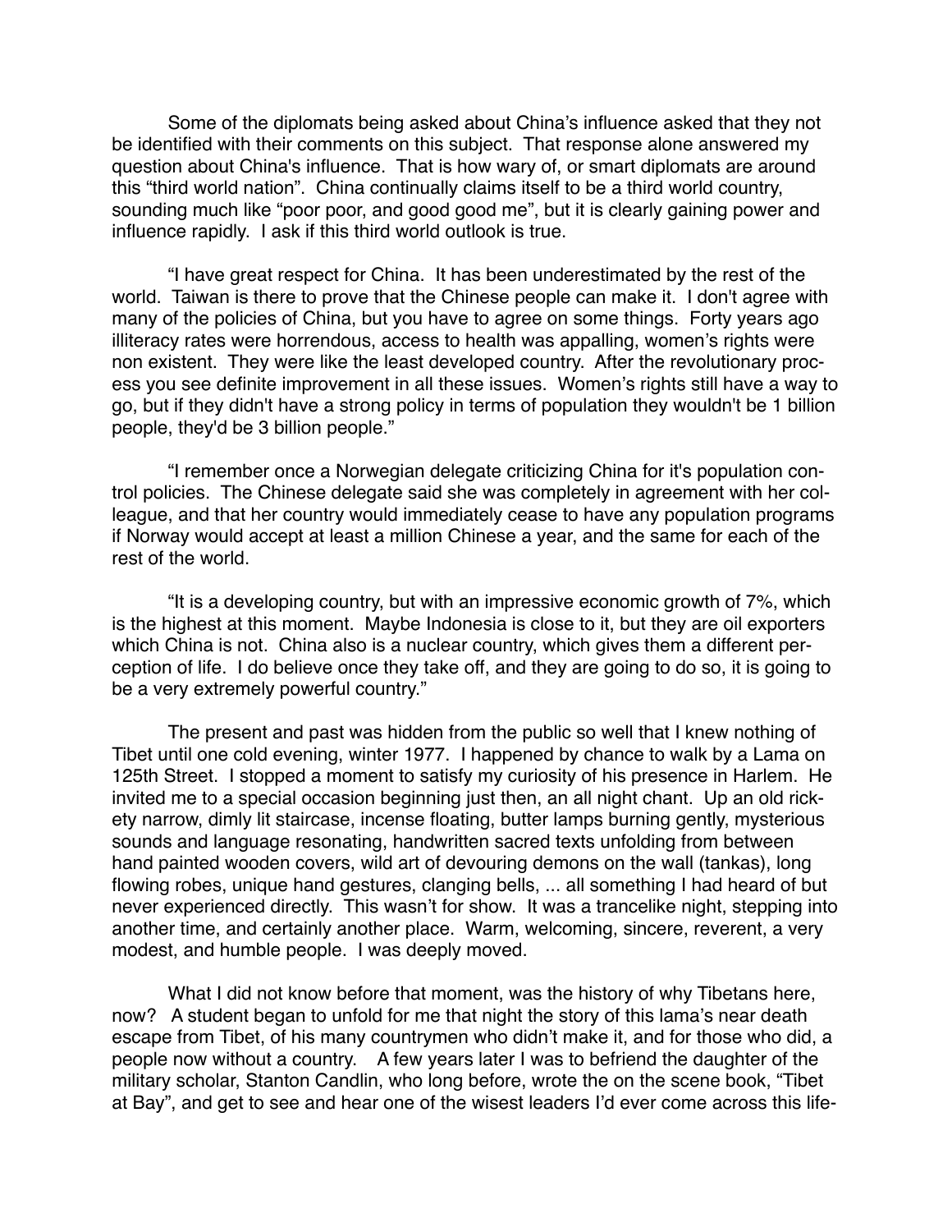Some of the diplomats being asked about China's influence asked that they not be identified with their comments on this subject. That response alone answered my question about China's influence. That is how wary of, or smart diplomats are around this "third world nation". China continually claims itself to be a third world country, sounding much like "poor poor, and good good me", but it is clearly gaining power and influence rapidly. I ask if this third world outlook is true.

"I have great respect for China. It has been underestimated by the rest of the world. Taiwan is there to prove that the Chinese people can make it. I don't agree with many of the policies of China, but you have to agree on some things. Forty years ago illiteracy rates were horrendous, access to health was appalling, women's rights were non existent. They were like the least developed country. After the revolutionary process you see definite improvement in all these issues. Women's rights still have a way to go, but if they didn't have a strong policy in terms of population they wouldn't be 1 billion people, they'd be 3 billion people."

"I remember once a Norwegian delegate criticizing China for it's population control policies. The Chinese delegate said she was completely in agreement with her colleague, and that her country would immediately cease to have any population programs if Norway would accept at least a million Chinese a year, and the same for each of the rest of the world.

"It is a developing country, but with an impressive economic growth of 7%, which is the highest at this moment. Maybe Indonesia is close to it, but they are oil exporters which China is not. China also is a nuclear country, which gives them a different perception of life. I do believe once they take off, and they are going to do so, it is going to be a very extremely powerful country."

The present and past was hidden from the public so well that I knew nothing of Tibet until one cold evening, winter 1977. I happened by chance to walk by a Lama on 125th Street. I stopped a moment to satisfy my curiosity of his presence in Harlem. He invited me to a special occasion beginning just then, an all night chant. Up an old rickety narrow, dimly lit staircase, incense floating, butter lamps burning gently, mysterious sounds and language resonating, handwritten sacred texts unfolding from between hand painted wooden covers, wild art of devouring demons on the wall (tankas), long flowing robes, unique hand gestures, clanging bells, ... all something I had heard of but never experienced directly. This wasn't for show. It was a trancelike night, stepping into another time, and certainly another place. Warm, welcoming, sincere, reverent, a very modest, and humble people. I was deeply moved.

What I did not know before that moment, was the history of why Tibetans here, now? A student began to unfold for me that night the story of this lama's near death escape from Tibet, of his many countrymen who didn't make it, and for those who did, a people now without a country. A few years later I was to befriend the daughter of the military scholar, Stanton Candlin, who long before, wrote the on the scene book, "Tibet at Bay", and get to see and hear one of the wisest leaders I'd ever come across this life-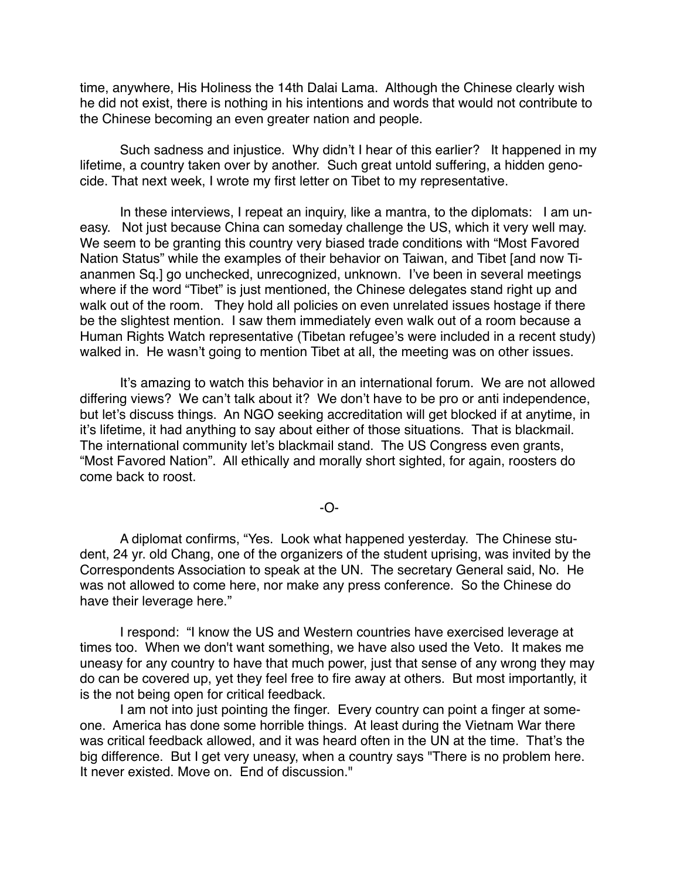time, anywhere, His Holiness the 14th Dalai Lama. Although the Chinese clearly wish he did not exist, there is nothing in his intentions and words that would not contribute to the Chinese becoming an even greater nation and people.

Such sadness and injustice. Why didn't I hear of this earlier? It happened in my lifetime, a country taken over by another. Such great untold suffering, a hidden genocide. That next week, I wrote my first letter on Tibet to my representative.

In these interviews, I repeat an inquiry, like a mantra, to the diplomats: I am uneasy. Not just because China can someday challenge the US, which it very well may. We seem to be granting this country very biased trade conditions with "Most Favored Nation Status" while the examples of their behavior on Taiwan, and Tibet [and now Tiananmen Sq.] go unchecked, unrecognized, unknown. I've been in several meetings where if the word "Tibet" is just mentioned, the Chinese delegates stand right up and walk out of the room. They hold all policies on even unrelated issues hostage if there be the slightest mention. I saw them immediately even walk out of a room because a Human Rights Watch representative (Tibetan refugee's were included in a recent study) walked in. He wasn't going to mention Tibet at all, the meeting was on other issues.

It's amazing to watch this behavior in an international forum. We are not allowed differing views? We can't talk about it? We don't have to be pro or anti independence, but let's discuss things. An NGO seeking accreditation will get blocked if at anytime, in it's lifetime, it had anything to say about either of those situations. That is blackmail. The international community let's blackmail stand. The US Congress even grants, "Most Favored Nation". All ethically and morally short sighted, for again, roosters do come back to roost.

-O-

A diplomat confirms, "Yes. Look what happened yesterday. The Chinese student, 24 yr. old Chang, one of the organizers of the student uprising, was invited by the Correspondents Association to speak at the UN. The secretary General said, No. He was not allowed to come here, nor make any press conference. So the Chinese do have their leverage here."

I respond: "I know the US and Western countries have exercised leverage at times too. When we don't want something, we have also used the Veto. It makes me uneasy for any country to have that much power, just that sense of any wrong they may do can be covered up, yet they feel free to fire away at others. But most importantly, it is the not being open for critical feedback.

I am not into just pointing the finger. Every country can point a finger at someone. America has done some horrible things. At least during the Vietnam War there was critical feedback allowed, and it was heard often in the UN at the time. That's the big difference. But I get very uneasy, when a country says "There is no problem here. It never existed. Move on. End of discussion."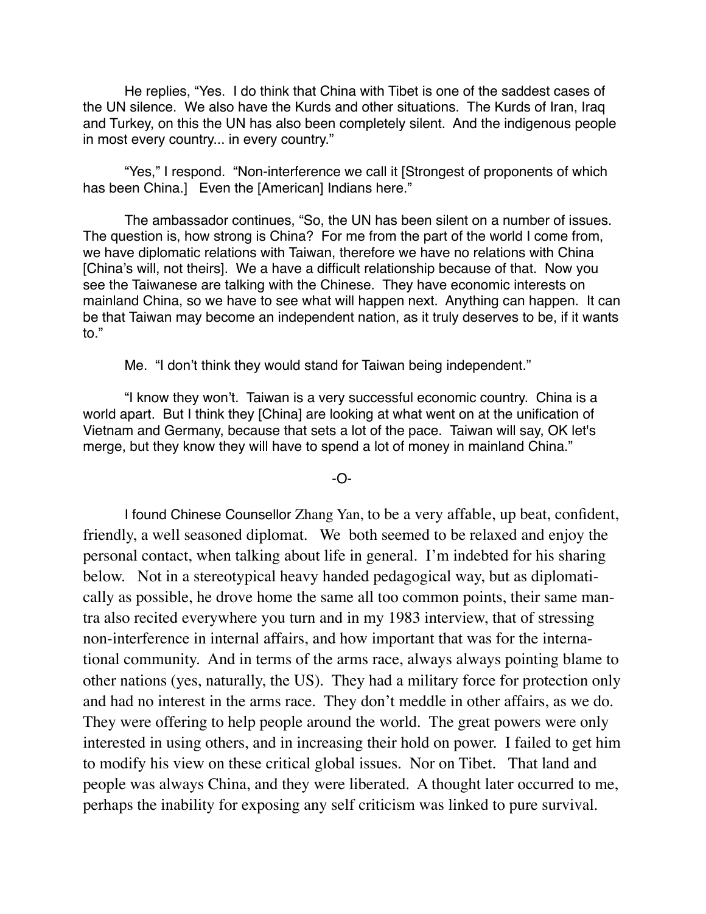He replies, "Yes. I do think that China with Tibet is one of the saddest cases of the UN silence. We also have the Kurds and other situations. The Kurds of Iran, Iraq and Turkey, on this the UN has also been completely silent. And the indigenous people in most every country... in every country."

"Yes," I respond. "Non-interference we call it [Strongest of proponents of which has been China.] Even the [American] Indians here."

The ambassador continues, "So, the UN has been silent on a number of issues. The question is, how strong is China? For me from the part of the world I come from, we have diplomatic relations with Taiwan, therefore we have no relations with China [China's will, not theirs]. We a have a difficult relationship because of that. Now you see the Taiwanese are talking with the Chinese. They have economic interests on mainland China, so we have to see what will happen next. Anything can happen. It can be that Taiwan may become an independent nation, as it truly deserves to be, if it wants to."

Me. "I don't think they would stand for Taiwan being independent."

"I know they won't. Taiwan is a very successful economic country. China is a world apart. But I think they [China] are looking at what went on at the unification of Vietnam and Germany, because that sets a lot of the pace. Taiwan will say, OK let's merge, but they know they will have to spend a lot of money in mainland China."

-O-

I found Chinese Counsellor Zhang Yan, to be a very affable, up beat, confident, friendly, a well seasoned diplomat. We both seemed to be relaxed and enjoy the personal contact, when talking about life in general. I'm indebted for his sharing below. Not in a stereotypical heavy handed pedagogical way, but as diplomatically as possible, he drove home the same all too common points, their same mantra also recited everywhere you turn and in my 1983 interview, that of stressing non-interference in internal affairs, and how important that was for the international community. And in terms of the arms race, always always pointing blame to other nations (yes, naturally, the US). They had a military force for protection only and had no interest in the arms race. They don't meddle in other affairs, as we do. They were offering to help people around the world. The great powers were only interested in using others, and in increasing their hold on power. I failed to get him to modify his view on these critical global issues. Nor on Tibet. That land and people was always China, and they were liberated. A thought later occurred to me, perhaps the inability for exposing any self criticism was linked to pure survival.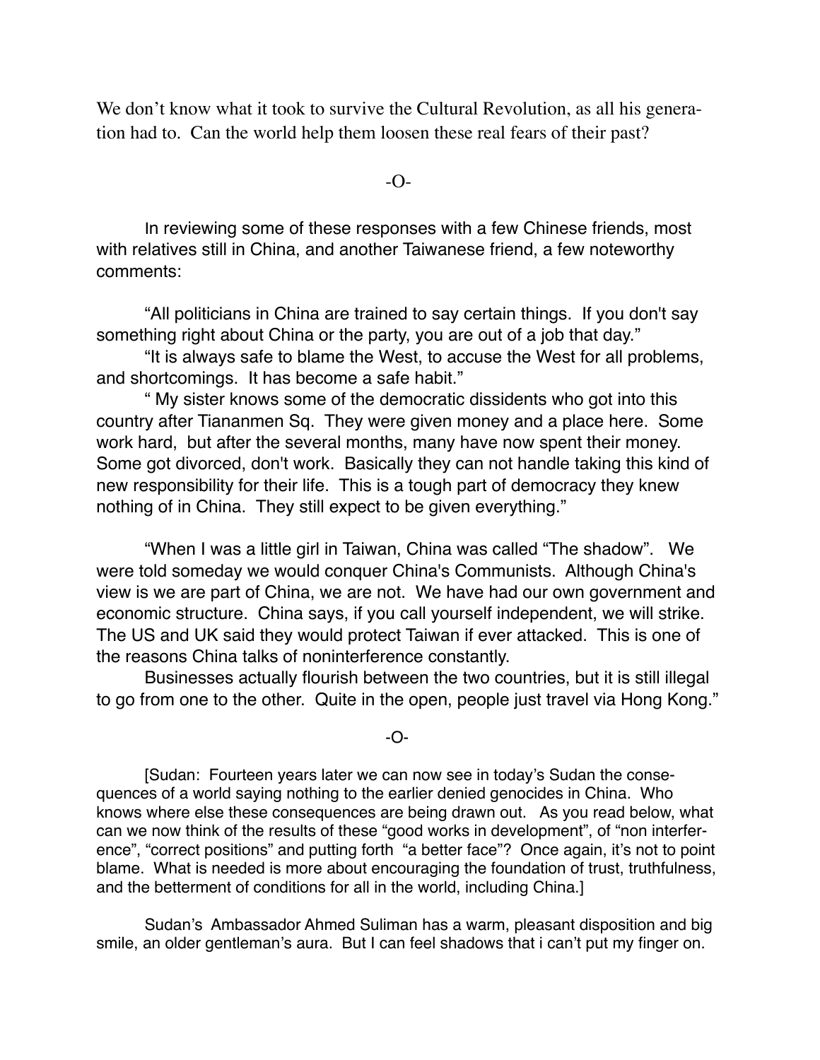We don't know what it took to survive the Cultural Revolution, as all his generation had to. Can the world help them loosen these real fears of their past?

-O-

In reviewing some of these responses with a few Chinese friends, most with relatives still in China, and another Taiwanese friend, a few noteworthy comments:

"All politicians in China are trained to say certain things. If you don't say something right about China or the party, you are out of a job that day."

"It is always safe to blame the West, to accuse the West for all problems, and shortcomings. It has become a safe habit."

" My sister knows some of the democratic dissidents who got into this country after Tiananmen Sq. They were given money and a place here. Some work hard, but after the several months, many have now spent their money. Some got divorced, don't work. Basically they can not handle taking this kind of new responsibility for their life. This is a tough part of democracy they knew nothing of in China. They still expect to be given everything."

"When I was a little girl in Taiwan, China was called "The shadow". We were told someday we would conquer China's Communists. Although China's view is we are part of China, we are not. We have had our own government and economic structure. China says, if you call yourself independent, we will strike. The US and UK said they would protect Taiwan if ever attacked. This is one of the reasons China talks of noninterference constantly.

Businesses actually flourish between the two countries, but it is still illegal to go from one to the other. Quite in the open, people just travel via Hong Kong."

-O-

[Sudan: Fourteen years later we can now see in today's Sudan the consequences of a world saying nothing to the earlier denied genocides in China. Who knows where else these consequences are being drawn out. As you read below, what can we now think of the results of these "good works in development", of "non interference", "correct positions" and putting forth "a better face"? Once again, it's not to point blame. What is needed is more about encouraging the foundation of trust, truthfulness, and the betterment of conditions for all in the world, including China.]

Sudan's Ambassador Ahmed Suliman has a warm, pleasant disposition and big smile, an older gentleman's aura. But I can feel shadows that i can't put my finger on.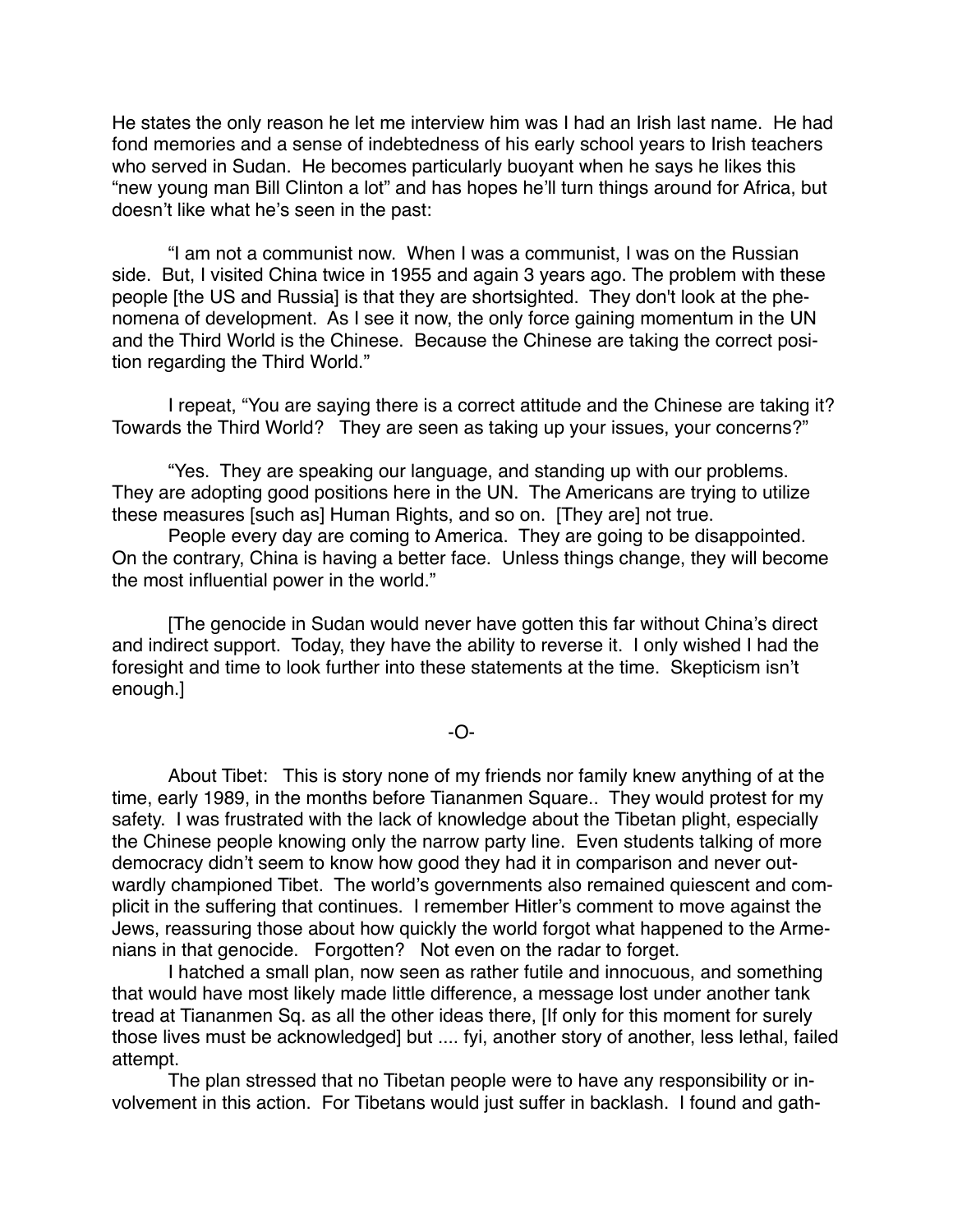He states the only reason he let me interview him was I had an Irish last name. He had fond memories and a sense of indebtedness of his early school years to Irish teachers who served in Sudan. He becomes particularly buoyant when he says he likes this "new young man Bill Clinton a lot" and has hopes he'll turn things around for Africa, but doesn't like what he's seen in the past:

"I am not a communist now. When I was a communist, I was on the Russian side. But, I visited China twice in 1955 and again 3 years ago. The problem with these people [the US and Russia] is that they are shortsighted. They don't look at the phenomena of development. As I see it now, the only force gaining momentum in the UN and the Third World is the Chinese. Because the Chinese are taking the correct position regarding the Third World."

I repeat, "You are saying there is a correct attitude and the Chinese are taking it? Towards the Third World? They are seen as taking up your issues, your concerns?"

"Yes. They are speaking our language, and standing up with our problems. They are adopting good positions here in the UN. The Americans are trying to utilize these measures [such as] Human Rights, and so on. [They are] not true.

People every day are coming to America. They are going to be disappointed. On the contrary, China is having a better face. Unless things change, they will become the most influential power in the world."

[The genocide in Sudan would never have gotten this far without China's direct and indirect support. Today, they have the ability to reverse it. I only wished I had the foresight and time to look further into these statements at the time. Skepticism isn't enough.]

-O-

About Tibet: This is story none of my friends nor family knew anything of at the time, early 1989, in the months before Tiananmen Square.. They would protest for my safety. I was frustrated with the lack of knowledge about the Tibetan plight, especially the Chinese people knowing only the narrow party line. Even students talking of more democracy didn't seem to know how good they had it in comparison and never outwardly championed Tibet. The world's governments also remained quiescent and complicit in the suffering that continues. I remember Hitler's comment to move against the Jews, reassuring those about how quickly the world forgot what happened to the Armenians in that genocide. Forgotten? Not even on the radar to forget.

I hatched a small plan, now seen as rather futile and innocuous, and something that would have most likely made little difference, a message lost under another tank tread at Tiananmen Sq. as all the other ideas there, [If only for this moment for surely those lives must be acknowledged] but .... fyi, another story of another, less lethal, failed attempt.

The plan stressed that no Tibetan people were to have any responsibility or involvement in this action. For Tibetans would just suffer in backlash. I found and gath-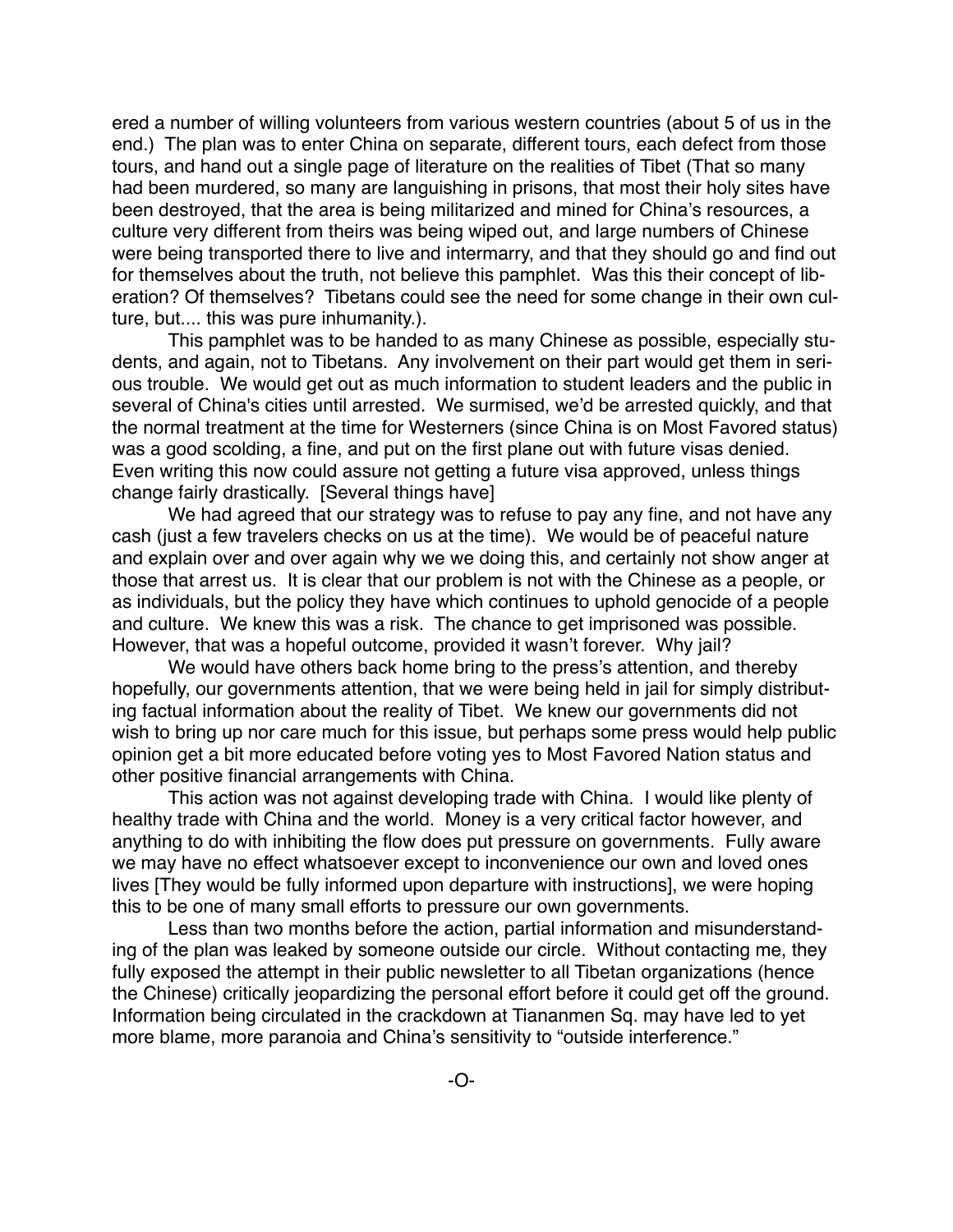ered a number of willing volunteers from various western countries (about 5 of us in the end.) The plan was to enter China on separate, different tours, each defect from those tours, and hand out a single page of literature on the realities of Tibet (That so many had been murdered, so many are languishing in prisons, that most their holy sites have been destroyed, that the area is being militarized and mined for China's resources, a culture very different from theirs was being wiped out, and large numbers of Chinese were being transported there to live and intermarry, and that they should go and find out for themselves about the truth, not believe this pamphlet. Was this their concept of liberation? Of themselves? Tibetans could see the need for some change in their own culture, but.... this was pure inhumanity.).

This pamphlet was to be handed to as many Chinese as possible, especially students, and again, not to Tibetans. Any involvement on their part would get them in serious trouble. We would get out as much information to student leaders and the public in several of China's cities until arrested. We surmised, we'd be arrested quickly, and that the normal treatment at the time for Westerners (since China is on Most Favored status) was a good scolding, a fine, and put on the first plane out with future visas denied. Even writing this now could assure not getting a future visa approved, unless things change fairly drastically. [Several things have]

We had agreed that our strategy was to refuse to pay any fine, and not have any cash (just a few travelers checks on us at the time). We would be of peaceful nature and explain over and over again why we we doing this, and certainly not show anger at those that arrest us. It is clear that our problem is not with the Chinese as a people, or as individuals, but the policy they have which continues to uphold genocide of a people and culture. We knew this was a risk. The chance to get imprisoned was possible. However, that was a hopeful outcome, provided it wasn't forever. Why jail?

We would have others back home bring to the press's attention, and thereby hopefully, our governments attention, that we were being held in jail for simply distributing factual information about the reality of Tibet. We knew our governments did not wish to bring up nor care much for this issue, but perhaps some press would help public opinion get a bit more educated before voting yes to Most Favored Nation status and other positive financial arrangements with China.

This action was not against developing trade with China. I would like plenty of healthy trade with China and the world. Money is a very critical factor however, and anything to do with inhibiting the flow does put pressure on governments. Fully aware we may have no effect whatsoever except to inconvenience our own and loved ones lives [They would be fully informed upon departure with instructions], we were hoping this to be one of many small efforts to pressure our own governments.

Less than two months before the action, partial information and misunderstanding of the plan was leaked by someone outside our circle. Without contacting me, they fully exposed the attempt in their public newsletter to all Tibetan organizations (hence the Chinese) critically jeopardizing the personal effort before it could get off the ground. Information being circulated in the crackdown at Tiananmen Sq. may have led to yet more blame, more paranoia and China's sensitivity to "outside interference."

-O-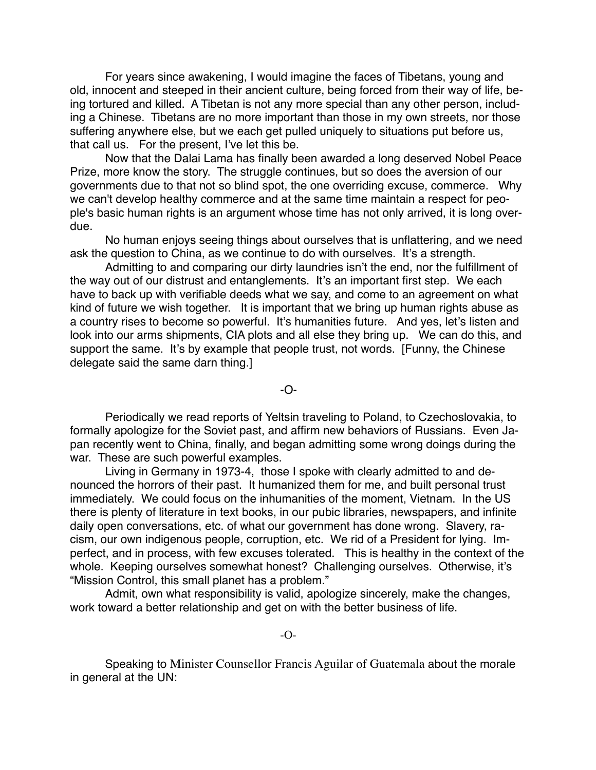For years since awakening, I would imagine the faces of Tibetans, young and old, innocent and steeped in their ancient culture, being forced from their way of life, being tortured and killed. A Tibetan is not any more special than any other person, including a Chinese. Tibetans are no more important than those in my own streets, nor those suffering anywhere else, but we each get pulled uniquely to situations put before us, that call us. For the present, I've let this be.

Now that the Dalai Lama has finally been awarded a long deserved Nobel Peace Prize, more know the story. The struggle continues, but so does the aversion of our governments due to that not so blind spot, the one overriding excuse, commerce. Why we can't develop healthy commerce and at the same time maintain a respect for people's basic human rights is an argument whose time has not only arrived, it is long overdue.

No human enjoys seeing things about ourselves that is unflattering, and we need ask the question to China, as we continue to do with ourselves. It's a strength.

Admitting to and comparing our dirty laundries isn't the end, nor the fulfillment of the way out of our distrust and entanglements. It's an important first step. We each have to back up with verifiable deeds what we say, and come to an agreement on what kind of future we wish together. It is important that we bring up human rights abuse as a country rises to become so powerful. It's humanities future. And yes, let's listen and look into our arms shipments, CIA plots and all else they bring up. We can do this, and support the same. It's by example that people trust, not words. [Funny, the Chinese delegate said the same darn thing.]

-O-

Periodically we read reports of Yeltsin traveling to Poland, to Czechoslovakia, to formally apologize for the Soviet past, and affirm new behaviors of Russians. Even Japan recently went to China, finally, and began admitting some wrong doings during the war. These are such powerful examples.

Living in Germany in 1973-4, those I spoke with clearly admitted to and denounced the horrors of their past. It humanized them for me, and built personal trust immediately. We could focus on the inhumanities of the moment, Vietnam. In the US there is plenty of literature in text books, in our pubic libraries, newspapers, and infinite daily open conversations, etc. of what our government has done wrong. Slavery, racism, our own indigenous people, corruption, etc. We rid of a President for lying. Imperfect, and in process, with few excuses tolerated. This is healthy in the context of the whole. Keeping ourselves somewhat honest? Challenging ourselves. Otherwise, it's "Mission Control, this small planet has a problem."

Admit, own what responsibility is valid, apologize sincerely, make the changes, work toward a better relationship and get on with the better business of life.

-O-

Speaking to Minister Counsellor Francis Aguilar of Guatemala about the morale in general at the UN: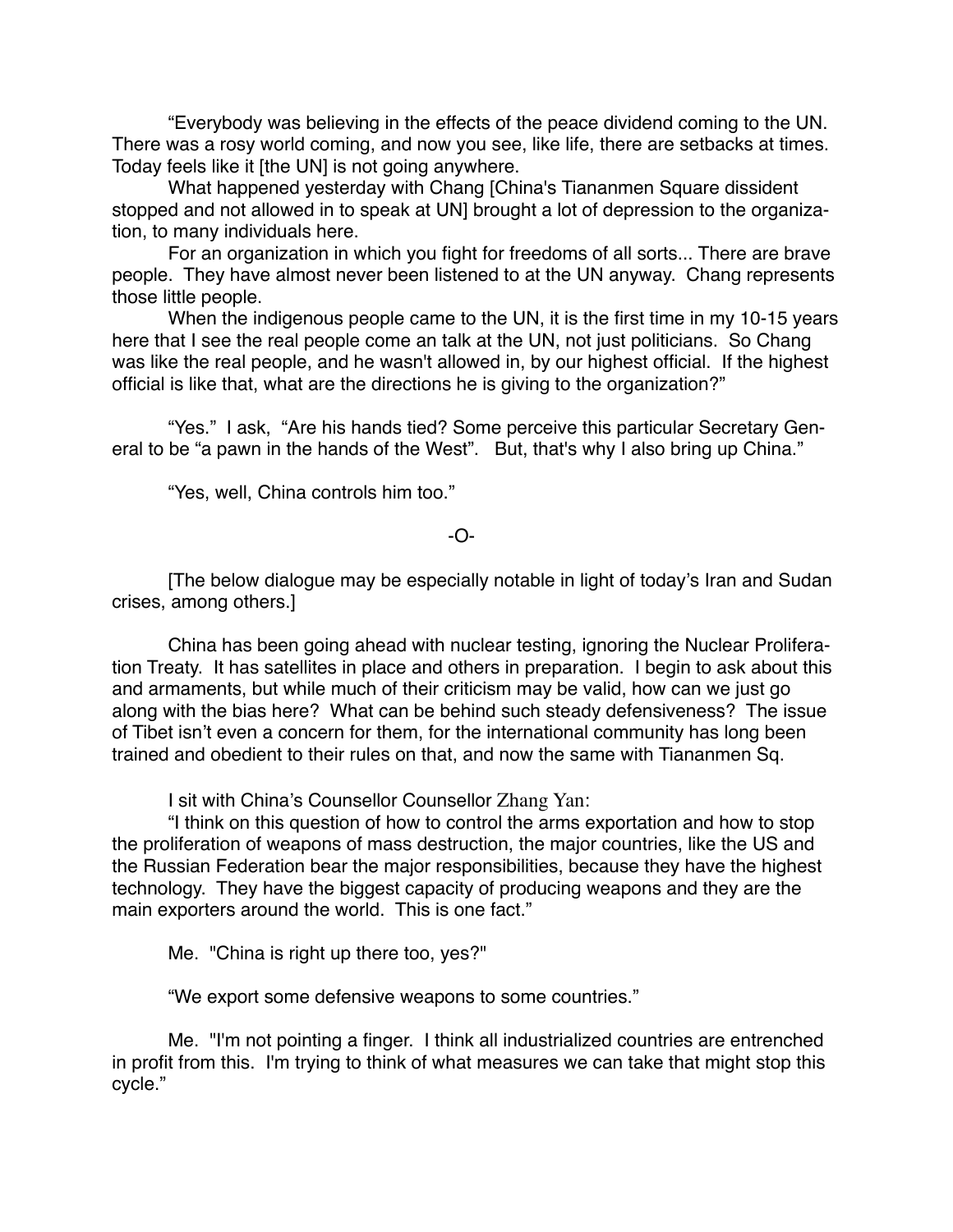"Everybody was believing in the effects of the peace dividend coming to the UN. There was a rosy world coming, and now you see, like life, there are setbacks at times. Today feels like it [the UN] is not going anywhere.

What happened yesterday with Chang [China's Tiananmen Square dissident stopped and not allowed in to speak at UN] brought a lot of depression to the organization, to many individuals here.

For an organization in which you fight for freedoms of all sorts... There are brave people. They have almost never been listened to at the UN anyway. Chang represents those little people.

When the indigenous people came to the UN, it is the first time in my 10-15 years here that I see the real people come an talk at the UN, not just politicians. So Chang was like the real people, and he wasn't allowed in, by our highest official. If the highest official is like that, what are the directions he is giving to the organization?"

"Yes." I ask, "Are his hands tied? Some perceive this particular Secretary General to be "a pawn in the hands of the West". But, that's why I also bring up China."

"Yes, well, China controls him too."

-O-

[The below dialogue may be especially notable in light of today's Iran and Sudan crises, among others.]

China has been going ahead with nuclear testing, ignoring the Nuclear Proliferation Treaty. It has satellites in place and others in preparation. I begin to ask about this and armaments, but while much of their criticism may be valid, how can we just go along with the bias here? What can be behind such steady defensiveness? The issue of Tibet isn't even a concern for them, for the international community has long been trained and obedient to their rules on that, and now the same with Tiananmen Sq.

I sit with China's Counsellor Counsellor Zhang Yan:

"I think on this question of how to control the arms exportation and how to stop the proliferation of weapons of mass destruction, the major countries, like the US and the Russian Federation bear the major responsibilities, because they have the highest technology. They have the biggest capacity of producing weapons and they are the main exporters around the world. This is one fact."

Me. "China is right up there too, yes?"

"We export some defensive weapons to some countries."

Me. "I'm not pointing a finger. I think all industrialized countries are entrenched in profit from this. I'm trying to think of what measures we can take that might stop this cycle."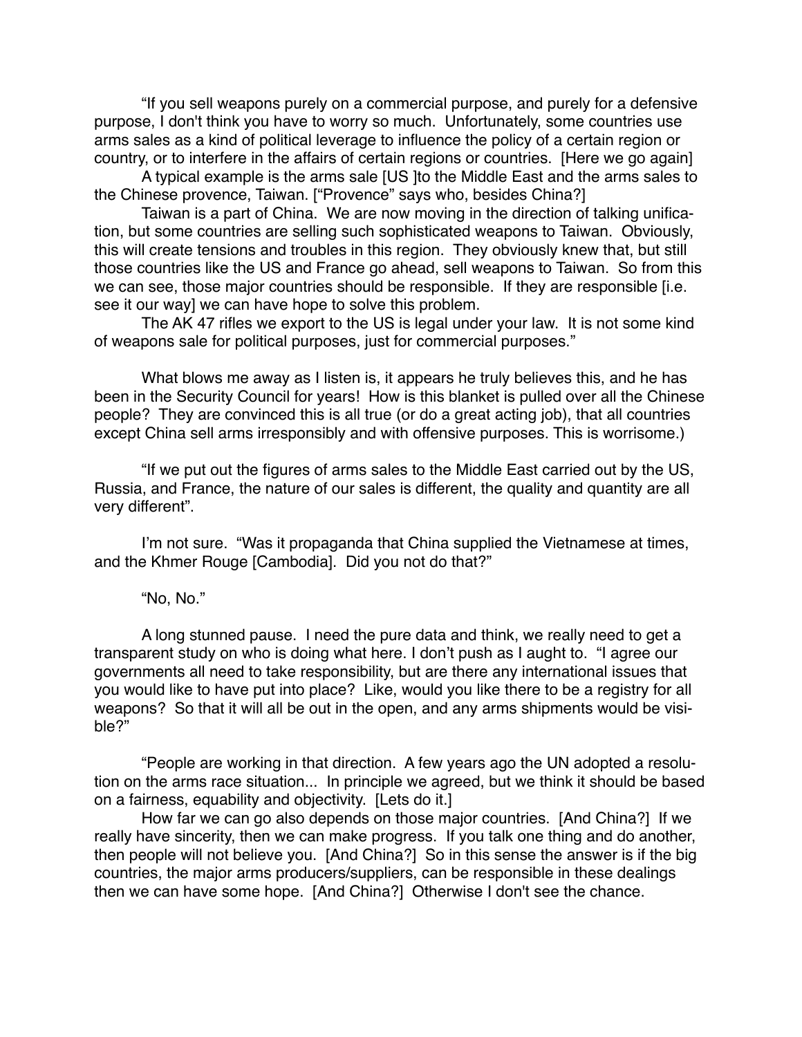"If you sell weapons purely on a commercial purpose, and purely for a defensive purpose, I don't think you have to worry so much. Unfortunately, some countries use arms sales as a kind of political leverage to influence the policy of a certain region or country, or to interfere in the affairs of certain regions or countries. [Here we go again]

A typical example is the arms sale [US ]to the Middle East and the arms sales to the Chinese provence, Taiwan. ["Provence" says who, besides China?]

Taiwan is a part of China. We are now moving in the direction of talking unification, but some countries are selling such sophisticated weapons to Taiwan. Obviously, this will create tensions and troubles in this region. They obviously knew that, but still those countries like the US and France go ahead, sell weapons to Taiwan. So from this we can see, those major countries should be responsible. If they are responsible [i.e. see it our way] we can have hope to solve this problem.

The AK 47 rifles we export to the US is legal under your law. It is not some kind of weapons sale for political purposes, just for commercial purposes."

What blows me away as I listen is, it appears he truly believes this, and he has been in the Security Council for years! How is this blanket is pulled over all the Chinese people? They are convinced this is all true (or do a great acting job), that all countries except China sell arms irresponsibly and with offensive purposes. This is worrisome.)

"If we put out the figures of arms sales to the Middle East carried out by the US, Russia, and France, the nature of our sales is different, the quality and quantity are all very different".

I'm not sure. "Was it propaganda that China supplied the Vietnamese at times, and the Khmer Rouge [Cambodia]. Did you not do that?"

"No, No."

A long stunned pause. I need the pure data and think, we really need to get a transparent study on who is doing what here. I don't push as I aught to. "I agree our governments all need to take responsibility, but are there any international issues that you would like to have put into place? Like, would you like there to be a registry for all weapons? So that it will all be out in the open, and any arms shipments would be visible?"

"People are working in that direction. A few years ago the UN adopted a resolution on the arms race situation... In principle we agreed, but we think it should be based on a fairness, equability and objectivity. [Lets do it.]

How far we can go also depends on those major countries. [And China?] If we really have sincerity, then we can make progress. If you talk one thing and do another, then people will not believe you. [And China?] So in this sense the answer is if the big countries, the major arms producers/suppliers, can be responsible in these dealings then we can have some hope. [And China?] Otherwise I don't see the chance.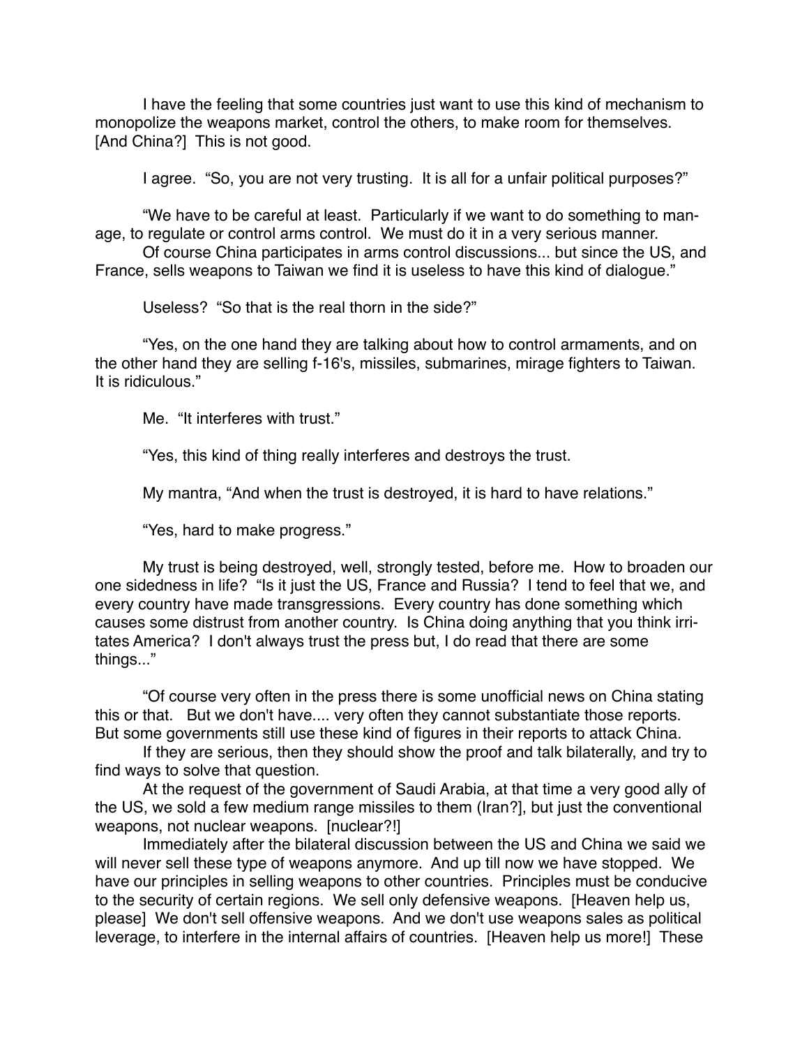I have the feeling that some countries just want to use this kind of mechanism to monopolize the weapons market, control the others, to make room for themselves. [And China?] This is not good.

I agree. "So, you are not very trusting. It is all for a unfair political purposes?"

"We have to be careful at least. Particularly if we want to do something to manage, to regulate or control arms control. We must do it in a very serious manner.

Of course China participates in arms control discussions... but since the US, and France, sells weapons to Taiwan we find it is useless to have this kind of dialogue."

Useless? "So that is the real thorn in the side?"

"Yes, on the one hand they are talking about how to control armaments, and on the other hand they are selling f-16's, missiles, submarines, mirage fighters to Taiwan. It is ridiculous."

Me. "It interferes with trust."

"Yes, this kind of thing really interferes and destroys the trust.

My mantra, "And when the trust is destroyed, it is hard to have relations."

"Yes, hard to make progress."

My trust is being destroyed, well, strongly tested, before me. How to broaden our one sidedness in life? "Is it just the US, France and Russia? I tend to feel that we, and every country have made transgressions. Every country has done something which causes some distrust from another country. Is China doing anything that you think irritates America? I don't always trust the press but, I do read that there are some things..."

"Of course very often in the press there is some unofficial news on China stating this or that. But we don't have.... very often they cannot substantiate those reports. But some governments still use these kind of figures in their reports to attack China.

If they are serious, then they should show the proof and talk bilaterally, and try to find ways to solve that question.

At the request of the government of Saudi Arabia, at that time a very good ally of the US, we sold a few medium range missiles to them (Iran?], but just the conventional weapons, not nuclear weapons. [nuclear?!]

Immediately after the bilateral discussion between the US and China we said we will never sell these type of weapons anymore. And up till now we have stopped. We have our principles in selling weapons to other countries. Principles must be conducive to the security of certain regions. We sell only defensive weapons. [Heaven help us, please] We don't sell offensive weapons. And we don't use weapons sales as political leverage, to interfere in the internal affairs of countries. [Heaven help us more!] These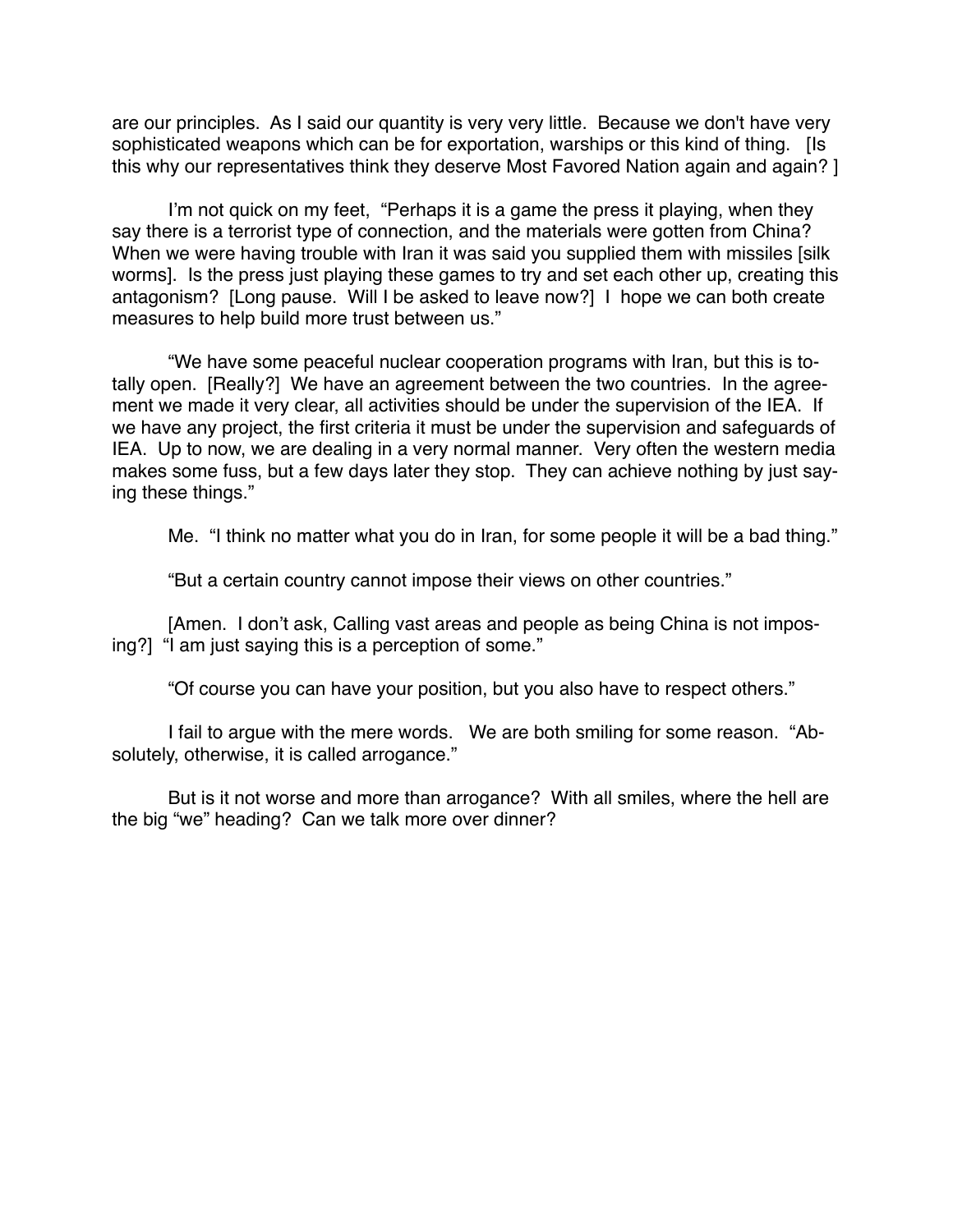are our principles. As I said our quantity is very very little. Because we don't have very sophisticated weapons which can be for exportation, warships or this kind of thing. [Is this why our representatives think they deserve Most Favored Nation again and again? ]

I'm not quick on my feet, "Perhaps it is a game the press it playing, when they say there is a terrorist type of connection, and the materials were gotten from China? When we were having trouble with Iran it was said you supplied them with missiles [silk worms]. Is the press just playing these games to try and set each other up, creating this antagonism? [Long pause. Will I be asked to leave now?] I hope we can both create measures to help build more trust between us."

"We have some peaceful nuclear cooperation programs with Iran, but this is totally open. [Really?] We have an agreement between the two countries. In the agreement we made it very clear, all activities should be under the supervision of the IEA. If we have any project, the first criteria it must be under the supervision and safeguards of IEA. Up to now, we are dealing in a very normal manner. Very often the western media makes some fuss, but a few days later they stop. They can achieve nothing by just saying these things."

Me. "I think no matter what you do in Iran, for some people it will be a bad thing."

"But a certain country cannot impose their views on other countries."

[Amen. I don't ask, Calling vast areas and people as being China is not imposing?] "I am just saying this is a perception of some."

"Of course you can have your position, but you also have to respect others."

I fail to argue with the mere words. We are both smiling for some reason. "Absolutely, otherwise, it is called arrogance."

But is it not worse and more than arrogance? With all smiles, where the hell are the big "we" heading? Can we talk more over dinner?